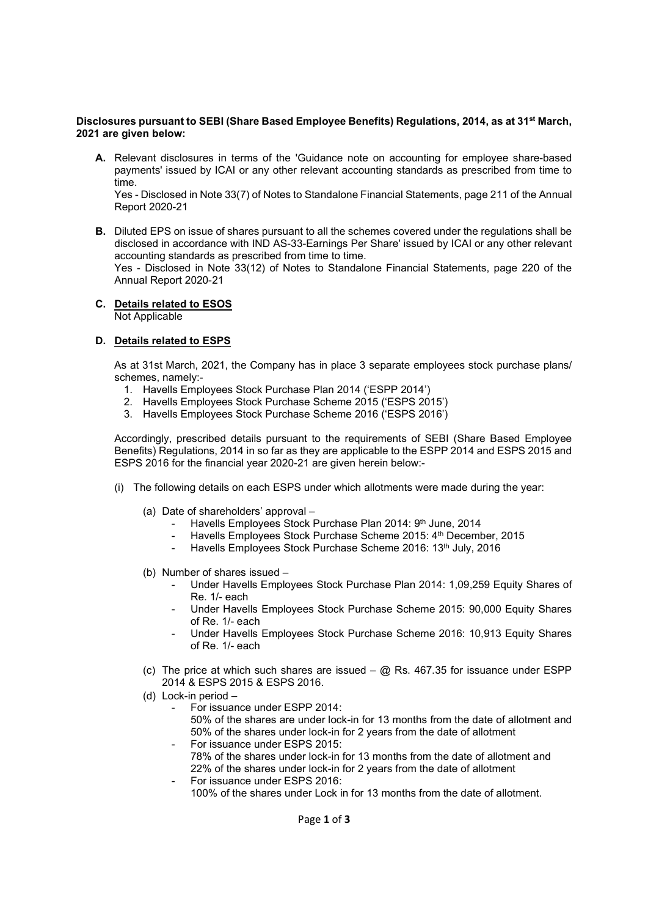**Disclosures pursuant to SEBI (Share Based Employee Benefits) Regulations, 2014, as at 31st March, 2021 are given below:**

**A.** Relevant disclosures in terms of the 'Guidance note on accounting for employee share-based payments' issued by ICAI or any other relevant accounting standards as prescribed from time to time.

Yes - Disclosed in Note 33(7) of Notes to Standalone Financial Statements, page 211 of the Annual Report 2020-21

**B.** Diluted EPS on issue of shares pursuant to all the schemes covered under the regulations shall be disclosed in accordance with IND AS-33-Earnings Per Share' issued by ICAI or any other relevant accounting standards as prescribed from time to time.

Yes - Disclosed in Note 33(12) of Notes to Standalone Financial Statements, page 220 of the Annual Report 2020-21

**C. Details related to ESOS**

Not Applicable

**D. Details related to ESPS**

As at 31st March, 2021, the Company has in place 3 separate employees stock purchase plans/ schemes, namely:-

1. Havells Employees Stock Purchase Plan 2014 ('ESPP 2014')
2. Havells Employees Stock Purchase Scheme 2015 ('ESPS 2015')
3. Havells Employees Stock Purchase Scheme 2016 ('ESPS 2016')

Accordingly, prescribed details pursuant to the requirements of SEBI (Share Based Employee Benefits) Regulations, 2014 in so far as they are applicable to the ESPP 2014 and ESPS 2015 and ESPS 2016 for the financial year 2020-21 are given herein below:-

(i) The following details on each ESPS under which allotments were made during the year:

(a) Date of shareholders' approval –
- Havells Employees Stock Purchase Plan 2014: 9th June, 2014
- Havells Employees Stock Purchase Scheme 2015: 4th December, 2015
- Havells Employees Stock Purchase Scheme 2016: 13th July, 2016

(b) Number of shares issued –
- Under Havells Employees Stock Purchase Plan 2014: 1,09,259 Equity Shares of Re. 1/- each
- Under Havells Employees Stock Purchase Scheme 2015: 90,000 Equity Shares of Re. 1/- each
- Under Havells Employees Stock Purchase Scheme 2016: 10,913 Equity Shares of Re. 1/- each

(c) The price at which such shares are issued – @ Rs. 467.35 for issuance under ESPP 2014 & ESPS 2015 & ESPS 2016.

(d) Lock-in period –
- For issuance under ESPP 2014:
  50% of the shares are under lock-in for 13 months from the date of allotment and 50% of the shares under lock-in for 2 years from the date of allotment
- For issuance under ESPS 2015:
  78% of the shares under lock-in for 13 months from the date of allotment and 22% of the shares under lock-in for 2 years from the date of allotment
- For issuance under ESPS 2016:
  100% of the shares under Lock in for 13 months from the date of allotment.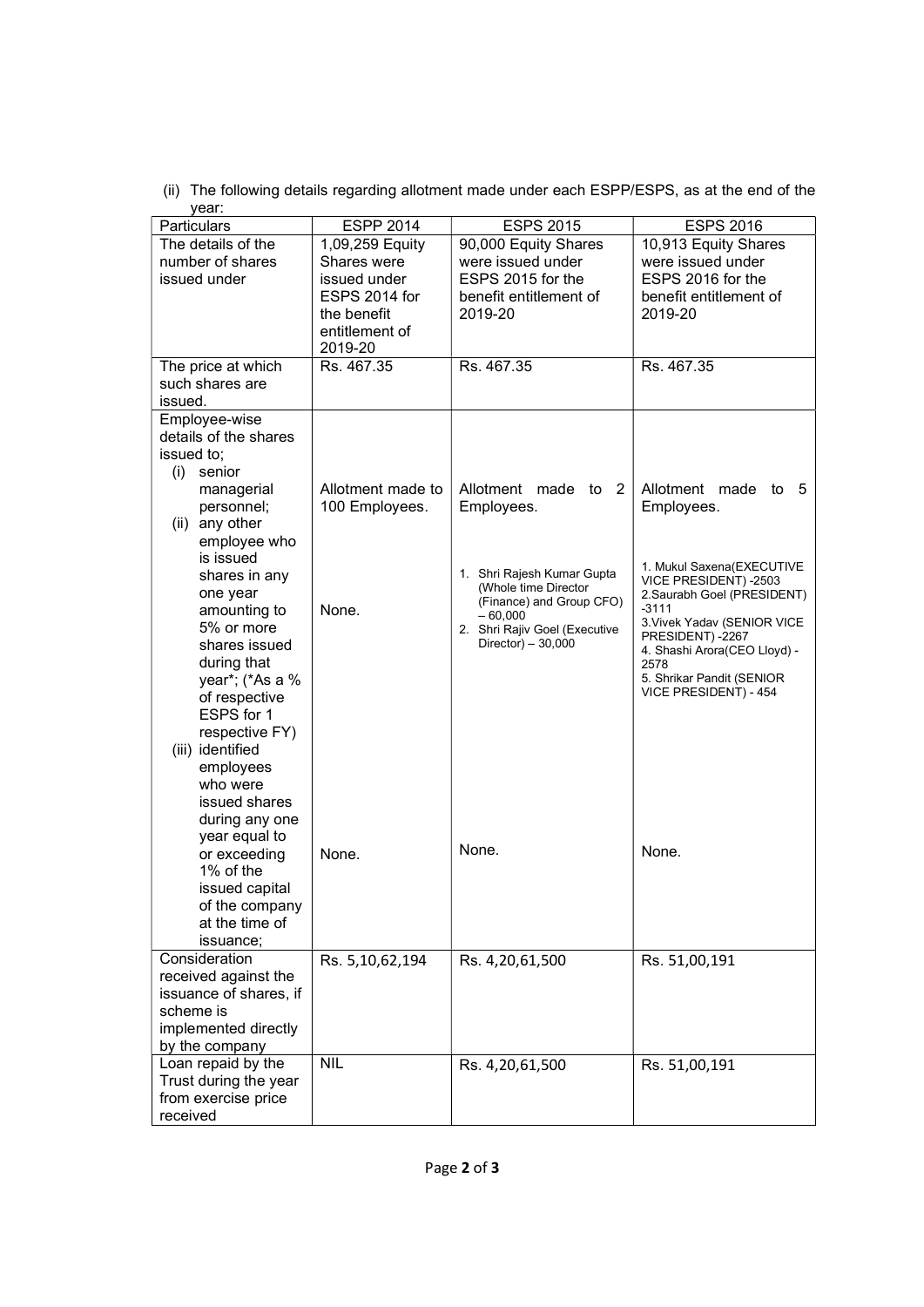(ii) The following details regarding allotment made under each ESPP/ESPS, as at the end of the year:

| Particulars | ESPP 2014 | ESPS 2015 | ESPS 2016 |
|---|---|---|---|
| The details of the number of shares issued under | 1,09,259 Equity Shares were issued under ESPS 2014 for the benefit entitlement of 2019-20 | 90,000 Equity Shares were issued under ESPS 2015 for the benefit entitlement of 2019-20 | 10,913 Equity Shares were issued under ESPS 2016 for the benefit entitlement of 2019-20 |
| The price at which such shares are issued. | Rs. 467.35 | Rs. 467.35 | Rs. 467.35 |
| Employee-wise details of the shares issued to; | | | |
| (i) senior managerial personnel; | Allotment made to 100 Employees. | Allotment made to 2 Employees. | Allotment made to 5 Employees. |
| (ii) any other employee who is issued shares in any one year amounting to 5% or more shares issued during that year*; (*As a % of respective ESPS for 1 respective FY) | None. | 1. Shri Rajesh Kumar Gupta (Whole time Director (Finance) and Group CFO) – 60,000<br>2. Shri Rajiv Goel (Executive Director) – 30,000 | 1. Mukul Saxena(EXECUTIVE VICE PRESIDENT) -2503<br>2.Saurabh Goel (PRESIDENT) -3111<br>3.Vivek Yadav (SENIOR VICE PRESIDENT) -2267<br>4. Shashi Arora(CEO Lloyd) - 2578<br>5. Shrikar Pandit (SENIOR VICE PRESIDENT) - 454 |
| (iii) identified employees who were issued shares during any one year equal to or exceeding 1% of the issued capital of the company at the time of issuance; | None. | None. | None. |
| Consideration received against the issuance of shares, if scheme is implemented directly by the company | Rs. 5,10,62,194 | Rs. 4,20,61,500 | Rs. 51,00,191 |
| Loan repaid by the Trust during the year from exercise price received | NIL | Rs. 4,20,61,500 | Rs. 51,00,191 |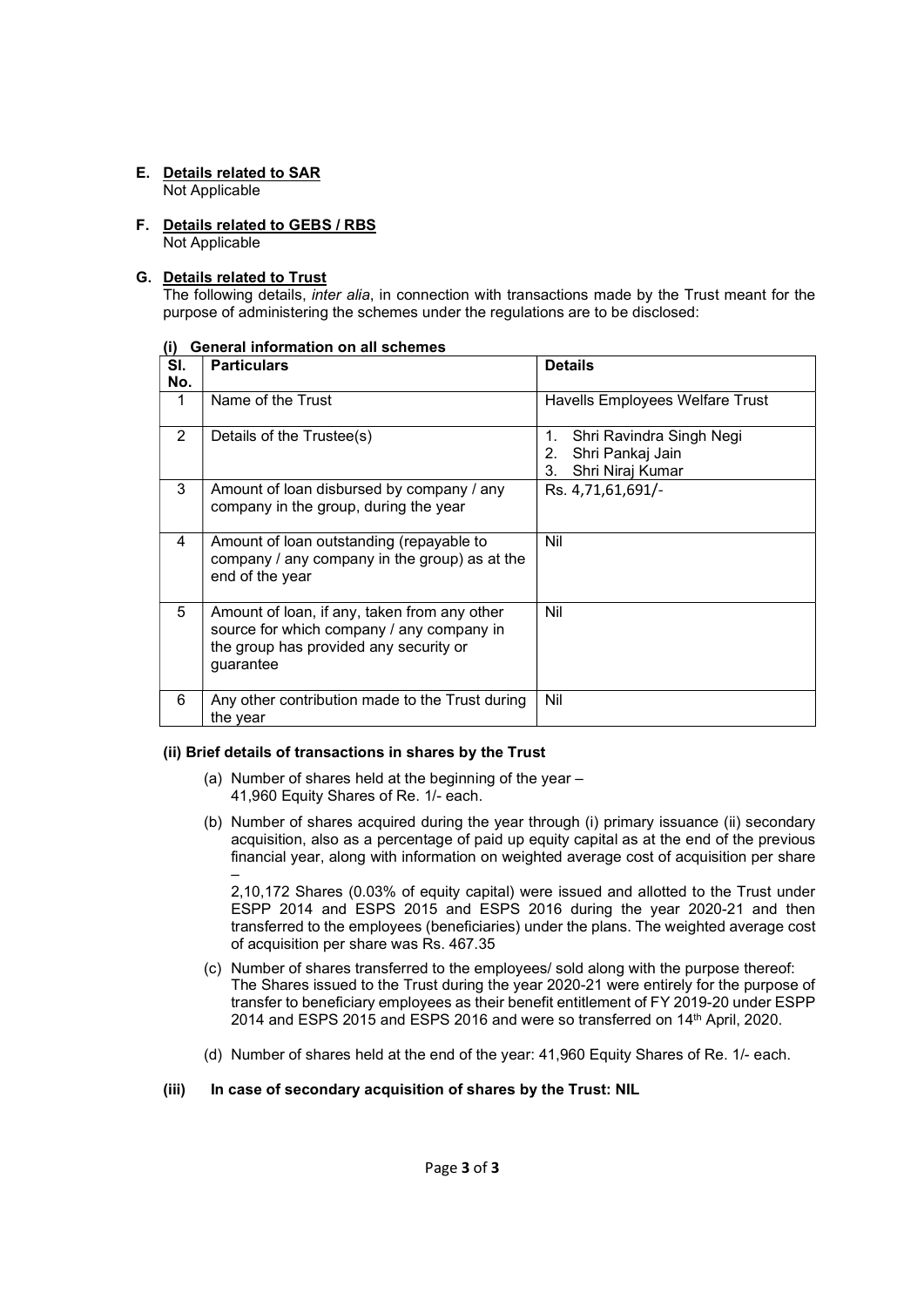**E. Details related to SAR**

Not Applicable

**F. Details related to GEBS / RBS**

Not Applicable

**G. Details related to Trust**

The following details, *inter alia*, in connection with transactions made by the Trust meant for the purpose of administering the schemes under the regulations are to be disclosed:

**(i) General information on all schemes**

| Sl. No. | Particulars | Details |
|---|---|---|
| 1 | Name of the Trust | Havells Employees Welfare Trust |
| 2 | Details of the Trustee(s) | 1. Shri Ravindra Singh Negi<br>2. Shri Pankaj Jain<br>3. Shri Niraj Kumar |
| 3 | Amount of loan disbursed by company / any company in the group, during the year | Rs. 4,71,61,691/- |
| 4 | Amount of loan outstanding (repayable to company / any company in the group) as at the end of the year | Nil |
| 5 | Amount of loan, if any, taken from any other source for which company / any company in the group has provided any security or guarantee | Nil |
| 6 | Any other contribution made to the Trust during the year | Nil |

**(ii) Brief details of transactions in shares by the Trust**

(a) Number of shares held at the beginning of the year –
41,960 Equity Shares of Re. 1/- each.

(b) Number of shares acquired during the year through (i) primary issuance (ii) secondary acquisition, also as a percentage of paid up equity capital as at the end of the previous financial year, along with information on weighted average cost of acquisition per share –

2,10,172 Shares (0.03% of equity capital) were issued and allotted to the Trust under ESPP 2014 and ESPS 2015 and ESPS 2016 during the year 2020-21 and then transferred to the employees (beneficiaries) under the plans. The weighted average cost of acquisition per share was Rs. 467.35

(c) Number of shares transferred to the employees/ sold along with the purpose thereof:
The Shares issued to the Trust during the year 2020-21 were entirely for the purpose of transfer to beneficiary employees as their benefit entitlement of FY 2019-20 under ESPP 2014 and ESPS 2015 and ESPS 2016 and were so transferred on 14th April, 2020.

(d) Number of shares held at the end of the year: 41,960 Equity Shares of Re. 1/- each.

**(iii) In case of secondary acquisition of shares by the Trust: NIL**